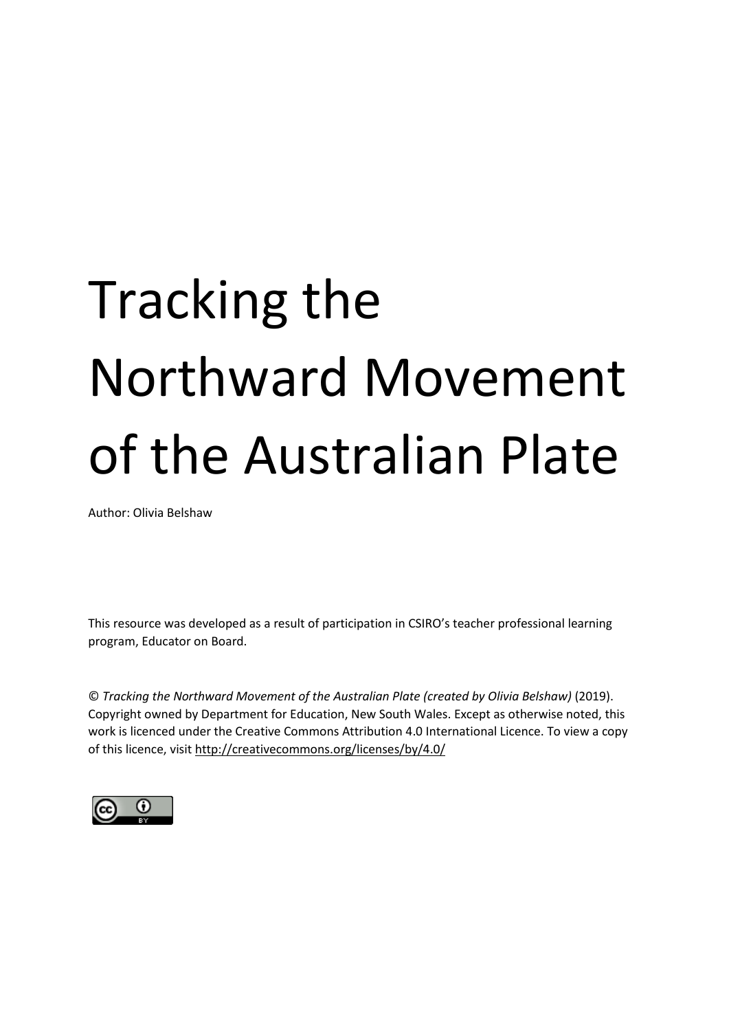# Tracking the Northward Movement of the Australian Plate

Author: Olivia Belshaw

This resource was developed as a result of participation in CSIRO's teacher professional learning program, Educator on Board.

© *Tracking the Northward Movement of the Australian Plate (created by Olivia Belshaw)* (2019). Copyright owned by Department for Education, New South Wales. Except as otherwise noted, this work is licenced under the Creative Commons Attribution 4.0 International Licence. To view a copy of this licence, visit http://creativecommons.org/licenses/by/4.0/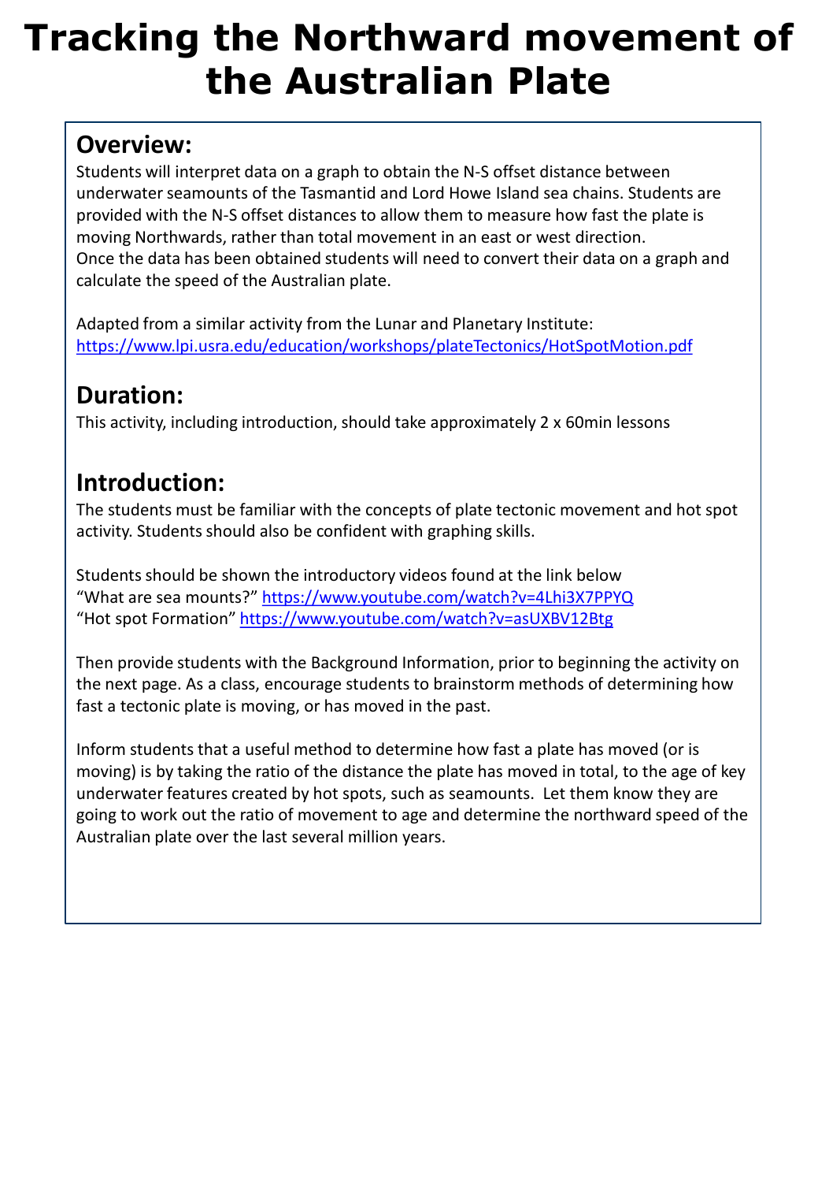# Tracking the Northward movement of the Australian Plate

## Overview:

Students will interpret data on a graph to obtain the N-S offset distance between underwater seamounts of the Tasmantid and Lord Howe Island sea chains. Students are provided with the N-S offset distances to allow them to measure how fast the plate is moving Northwards, rather than total movement in an east or west direction.
Once the data has been obtained students will need to convert their data on a graph and calculate the speed of the Australian plate.

Adapted from a similar activity from the Lunar and Planetary Institute:
https://www.lpi.usra.edu/education/workshops/plateTectonics/HotSpotMotion.pdf

## Duration:

This activity, including introduction, should take approximately 2 x 60min lessons

## Introduction:

The students must be familiar with the concepts of plate tectonic movement and hot spot activity. Students should also be confident with graphing skills.

Students should be shown the introductory videos found at the link below
"What are sea mounts?" https://www.youtube.com/watch?v=4Lhi3X7PPYQ
"Hot spot Formation" https://www.youtube.com/watch?v=asUXBV12Btg

Then provide students with the Background Information, prior to beginning the activity on the next page. As a class, encourage students to brainstorm methods of determining how fast a tectonic plate is moving, or has moved in the past.

Inform students that a useful method to determine how fast a plate has moved (or is moving) is by taking the ratio of the distance the plate has moved in total, to the age of key underwater features created by hot spots, such as seamounts. Let them know they are going to work out the ratio of movement to age and determine the northward speed of the Australian plate over the last several million years.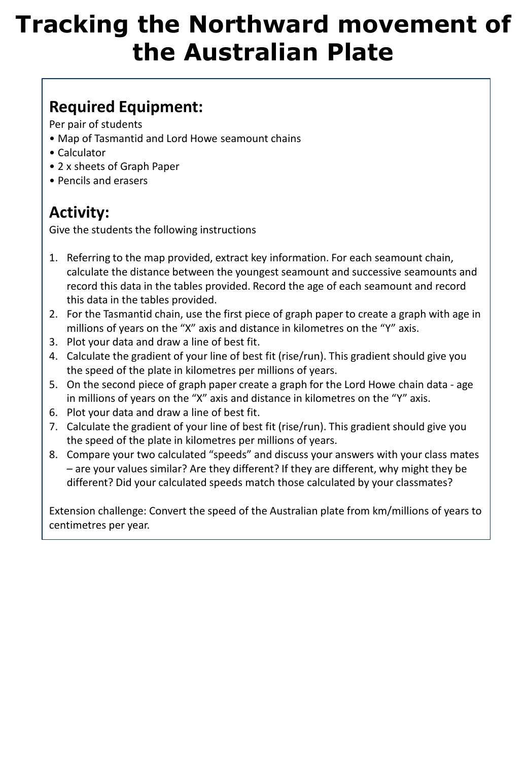# Tracking the Northward movement of the Australian Plate

## Required Equipment:

Per pair of students

- Map of Tasmantid and Lord Howe seamount chains
- Calculator
- 2 x sheets of Graph Paper
- Pencils and erasers

## Activity:

Give the students the following instructions

1. Referring to the map provided, extract key information. For each seamount chain, calculate the distance between the youngest seamount and successive seamounts and record this data in the tables provided. Record the age of each seamount and record this data in the tables provided.
2. For the Tasmantid chain, use the first piece of graph paper to create a graph with age in millions of years on the "X" axis and distance in kilometres on the "Y" axis.
3. Plot your data and draw a line of best fit.
4. Calculate the gradient of your line of best fit (rise/run). This gradient should give you the speed of the plate in kilometres per millions of years.
5. On the second piece of graph paper create a graph for the Lord Howe chain data - age in millions of years on the "X" axis and distance in kilometres on the "Y" axis.
6. Plot your data and draw a line of best fit.
7. Calculate the gradient of your line of best fit (rise/run). This gradient should give you the speed of the plate in kilometres per millions of years.
8. Compare your two calculated "speeds" and discuss your answers with your class mates – are your values similar? Are they different? If they are different, why might they be different? Did your calculated speeds match those calculated by your classmates?

Extension challenge: Convert the speed of the Australian plate from km/millions of years to centimetres per year.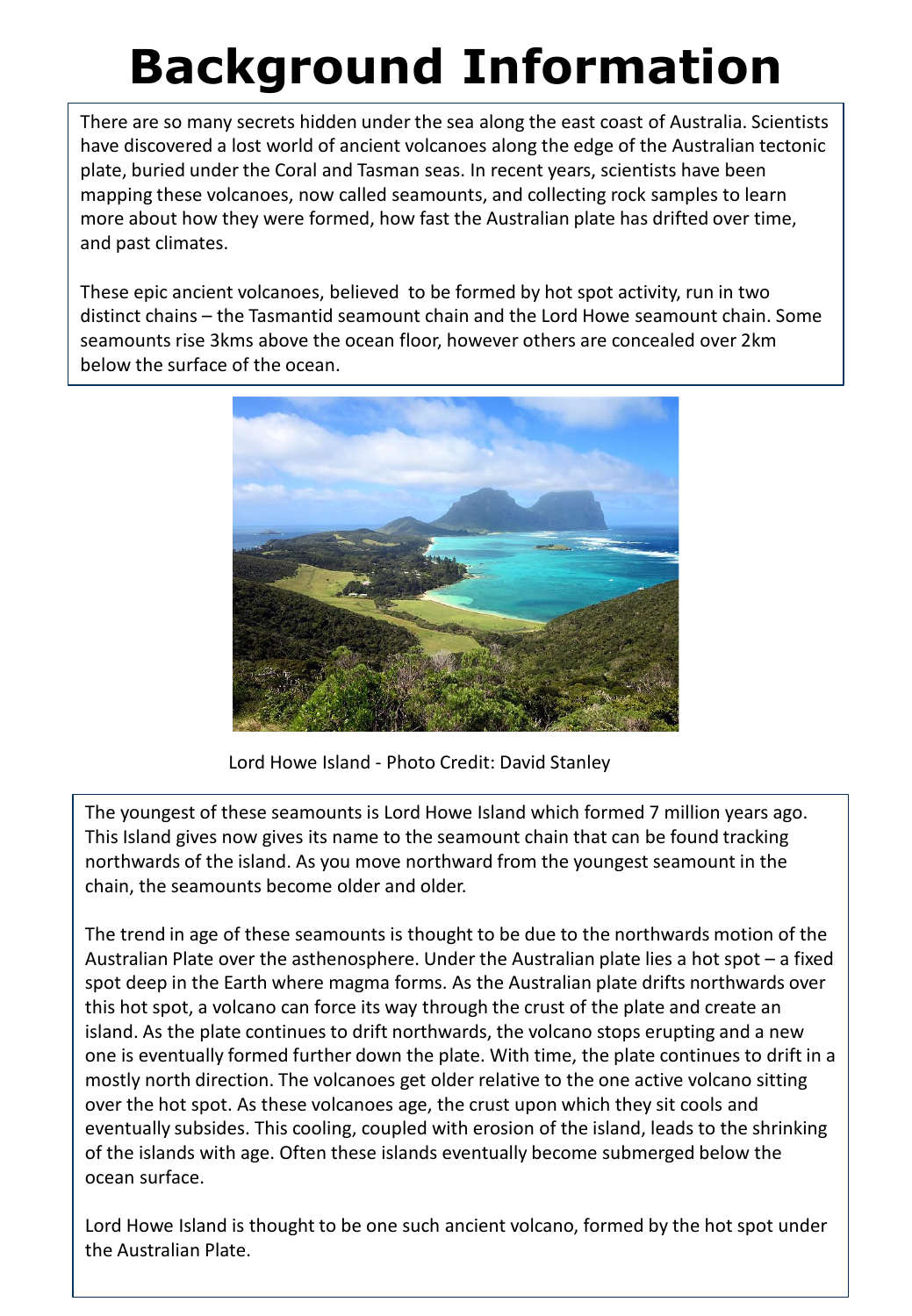# Background Information

There are so many secrets hidden under the sea along the east coast of Australia. Scientists have discovered a lost world of ancient volcanoes along the edge of the Australian tectonic plate, buried under the Coral and Tasman seas. In recent years, scientists have been mapping these volcanoes, now called seamounts, and collecting rock samples to learn more about how they were formed, how fast the Australian plate has drifted over time, and past climates.

These epic ancient volcanoes, believed to be formed by hot spot activity, run in two distinct chains – the Tasmantid seamount chain and the Lord Howe seamount chain. Some seamounts rise 3kms above the ocean floor, however others are concealed over 2km below the surface of the ocean.

Lord Howe Island - Photo Credit: David Stanley

The youngest of these seamounts is Lord Howe Island which formed 7 million years ago. This Island gives now gives its name to the seamount chain that can be found tracking northwards of the island. As you move northward from the youngest seamount in the chain, the seamounts become older and older.

The trend in age of these seamounts is thought to be due to the northwards motion of the Australian Plate over the asthenosphere. Under the Australian plate lies a hot spot – a fixed spot deep in the Earth where magma forms. As the Australian plate drifts northwards over this hot spot, a volcano can force its way through the crust of the plate and create an island. As the plate continues to drift northwards, the volcano stops erupting and a new one is eventually formed further down the plate. With time, the plate continues to drift in a mostly north direction. The volcanoes get older relative to the one active volcano sitting over the hot spot. As these volcanoes age, the crust upon which they sit cools and eventually subsides. This cooling, coupled with erosion of the island, leads to the shrinking of the islands with age. Often these islands eventually become submerged below the ocean surface.

Lord Howe Island is thought to be one such ancient volcano, formed by the hot spot under the Australian Plate.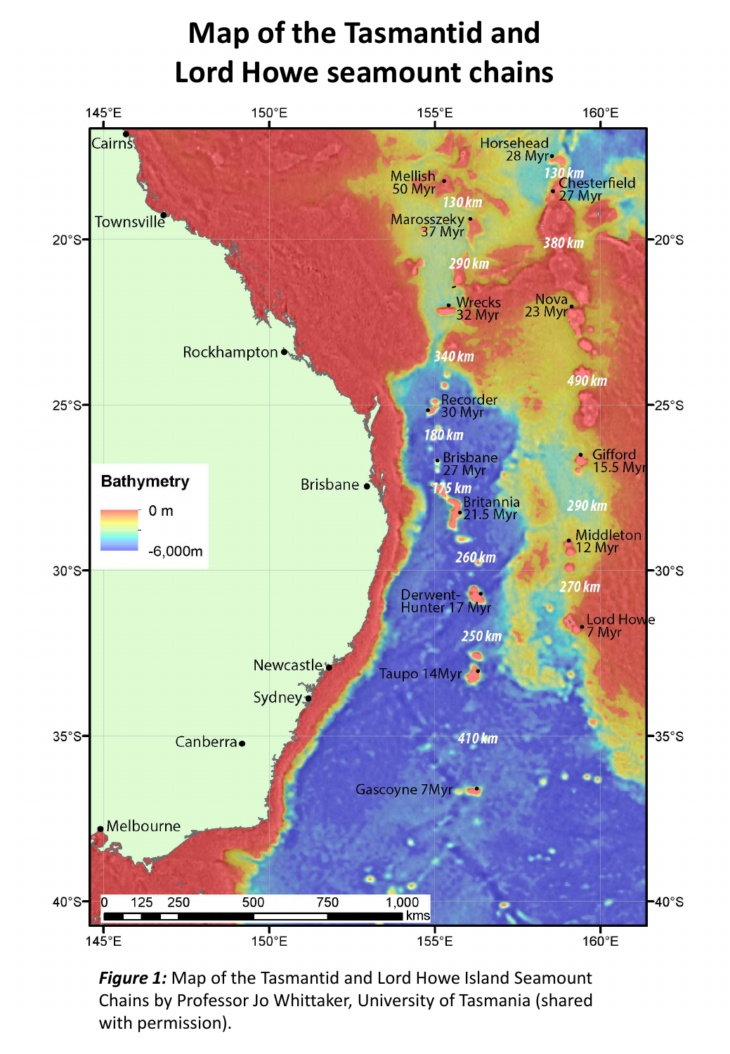# Map of the Tasmantid and Lord Howe seamount chains

***Figure 1:*** Map of the Tasmantid and Lord Howe Island Seamount Chains by Professor Jo Whittaker, University of Tasmania (shared with permission).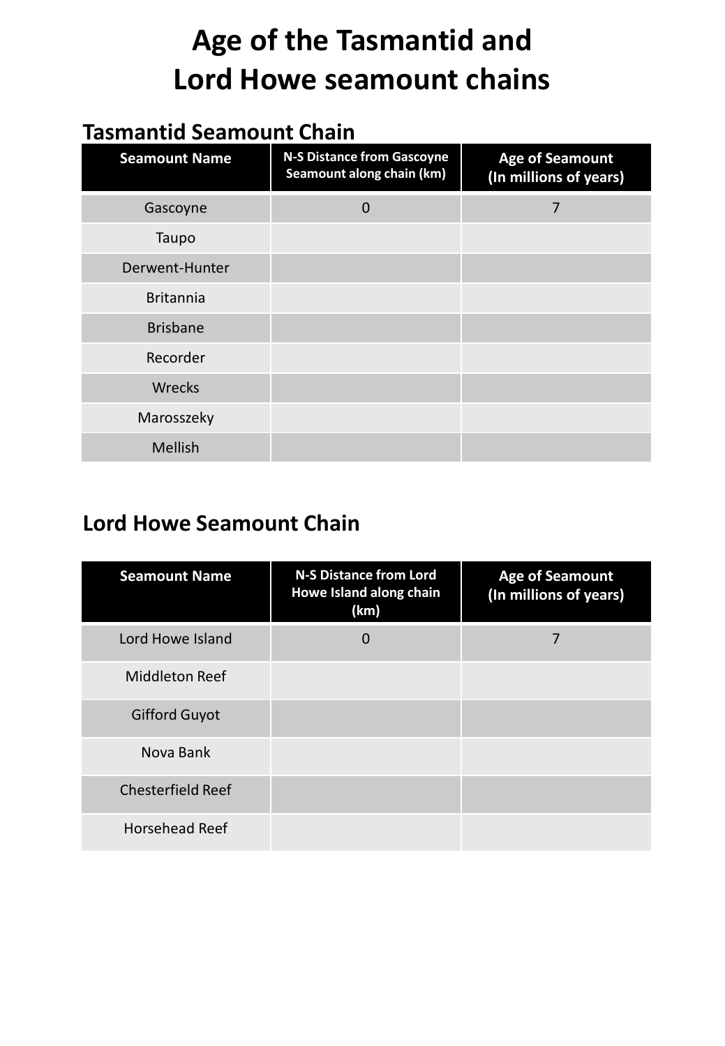# Age of the Tasmantid and Lord Howe seamount chains

## Tasmantid Seamount Chain

| Seamount Name | N-S Distance from Gascoyne Seamount along chain (km) | Age of Seamount (In millions of years) |
|---|---|---|
| Gascoyne | 0 | 7 |
| Taupo | | |
| Derwent-Hunter | | |
| Britannia | | |
| Brisbane | | |
| Recorder | | |
| Wrecks | | |
| Marosszeky | | |
| Mellish | | |

## Lord Howe Seamount Chain

| Seamount Name | N-S Distance from Lord Howe Island along chain (km) | Age of Seamount (In millions of years) |
|---|---|---|
| Lord Howe Island | 0 | 7 |
| Middleton Reef | | |
| Gifford Guyot | | |
| Nova Bank | | |
| Chesterfield Reef | | |
| Horsehead Reef | | |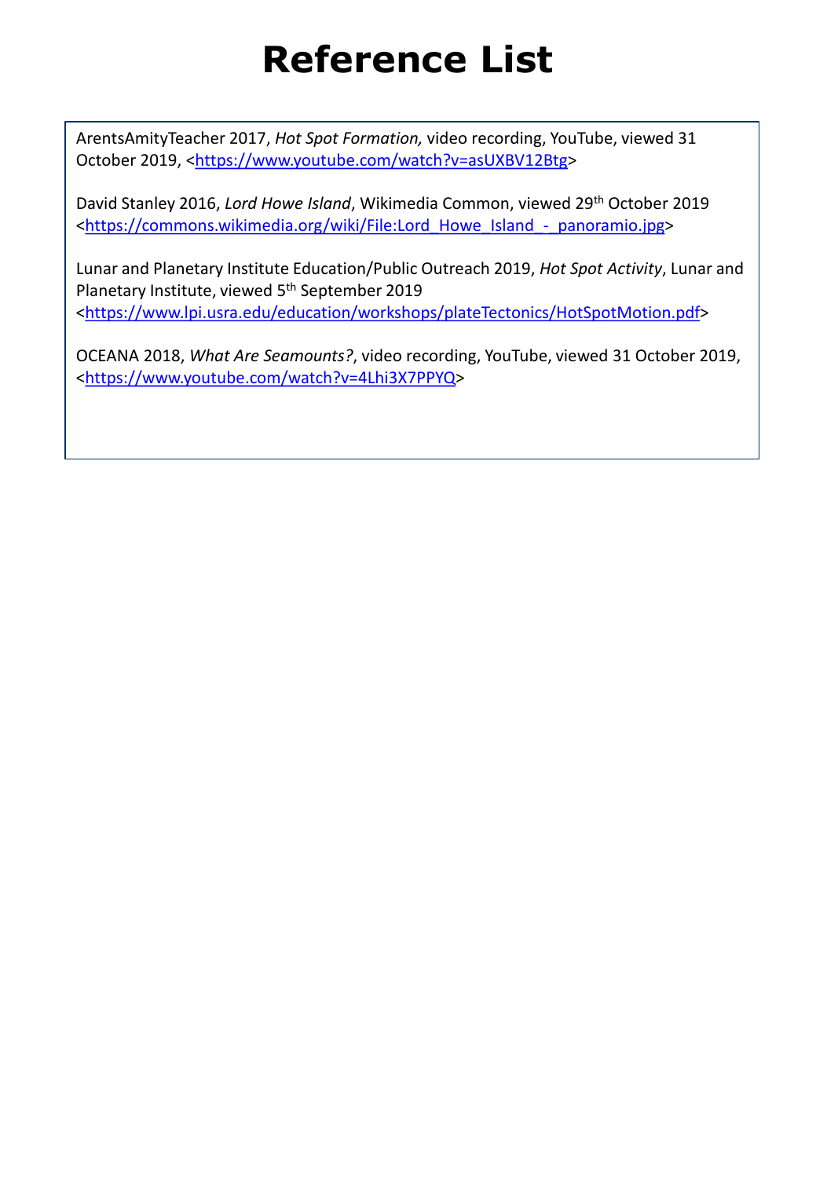# Reference List

ArentsAmityTeacher 2017, *Hot Spot Formation,* video recording, YouTube, viewed 31 October 2019, <https://www.youtube.com/watch?v=asUXBV12Btg>

David Stanley 2016, *Lord Howe Island*, Wikimedia Common, viewed 29th October 2019 <https://commons.wikimedia.org/wiki/File:Lord_Howe_Island_-_panoramio.jpg>

Lunar and Planetary Institute Education/Public Outreach 2019, *Hot Spot Activity*, Lunar and Planetary Institute, viewed 5th September 2019 <https://www.lpi.usra.edu/education/workshops/plateTectonics/HotSpotMotion.pdf>

OCEANA 2018, *What Are Seamounts?*, video recording, YouTube, viewed 31 October 2019, <https://www.youtube.com/watch?v=4Lhi3X7PPYQ>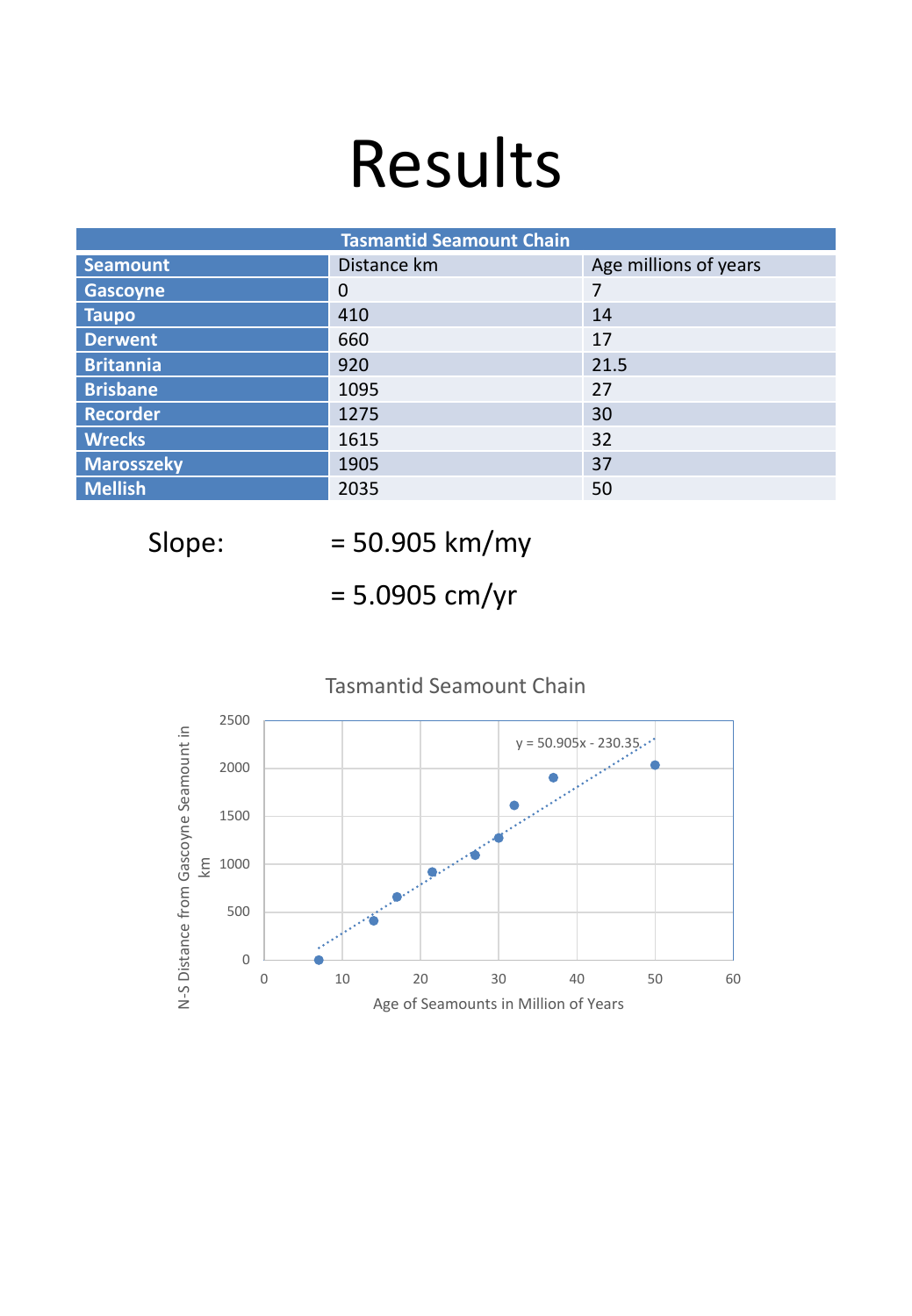# Results

| Tasmantid Seamount Chain | | |
|---|---|---|
| Seamount | Distance km | Age millions of years |
| Gascoyne | 0 | 7 |
| Taupo | 410 | 14 |
| Derwent | 660 | 17 |
| Britannia | 920 | 21.5 |
| Brisbane | 1095 | 27 |
| Recorder | 1275 | 30 |
| Wrecks | 1615 | 32 |
| Marosszeky | 1905 | 37 |
| Mellish | 2035 | 50 |

Slope: = 50.905 km/my

= 5.0905 cm/yr

Tasmantid Seamount Chain

y = 50.905x - 230.35

N-S Distance from Gascoyne Seamount in km

Age of Seamounts in Million of Years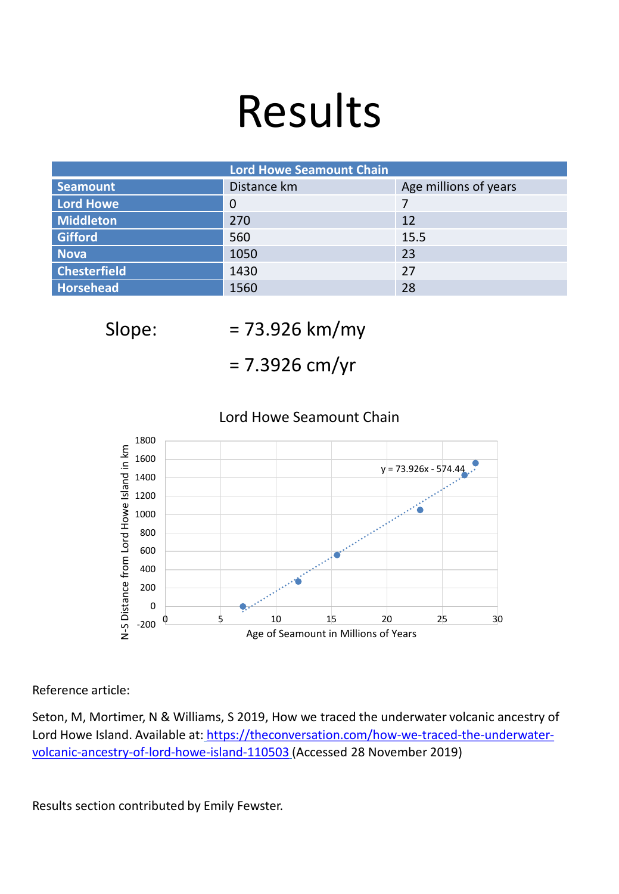# Results

| Lord Howe Seamount Chain | | |
|---|---|---|
| Seamount | Distance km | Age millions of years |
| Lord Howe | 0 | 7 |
| Middleton | 270 | 12 |
| Gifford | 560 | 15.5 |
| Nova | 1050 | 23 |
| Chesterfield | 1430 | 27 |
| Horsehead | 1560 | 28 |

Slope: = 73.926 km/my

= 7.3926 cm/yr

Lord Howe Seamount Chain

y = 73.926x - 574.44

N-S Distance from Lord Howe Island in km

1800
1600
1400
1200
1000
800
600
400
200
0
-200

0 5 10 15 20 25 30

Age of Seamount in Millions of Years

Reference article:

Seton, M, Mortimer, N & Williams, S 2019, How we traced the underwater volcanic ancestry of Lord Howe Island. Available at: https://theconversation.com/how-we-traced-the-underwater-volcanic-ancestry-of-lord-howe-island-110503 (Accessed 28 November 2019)

Results section contributed by Emily Fewster.